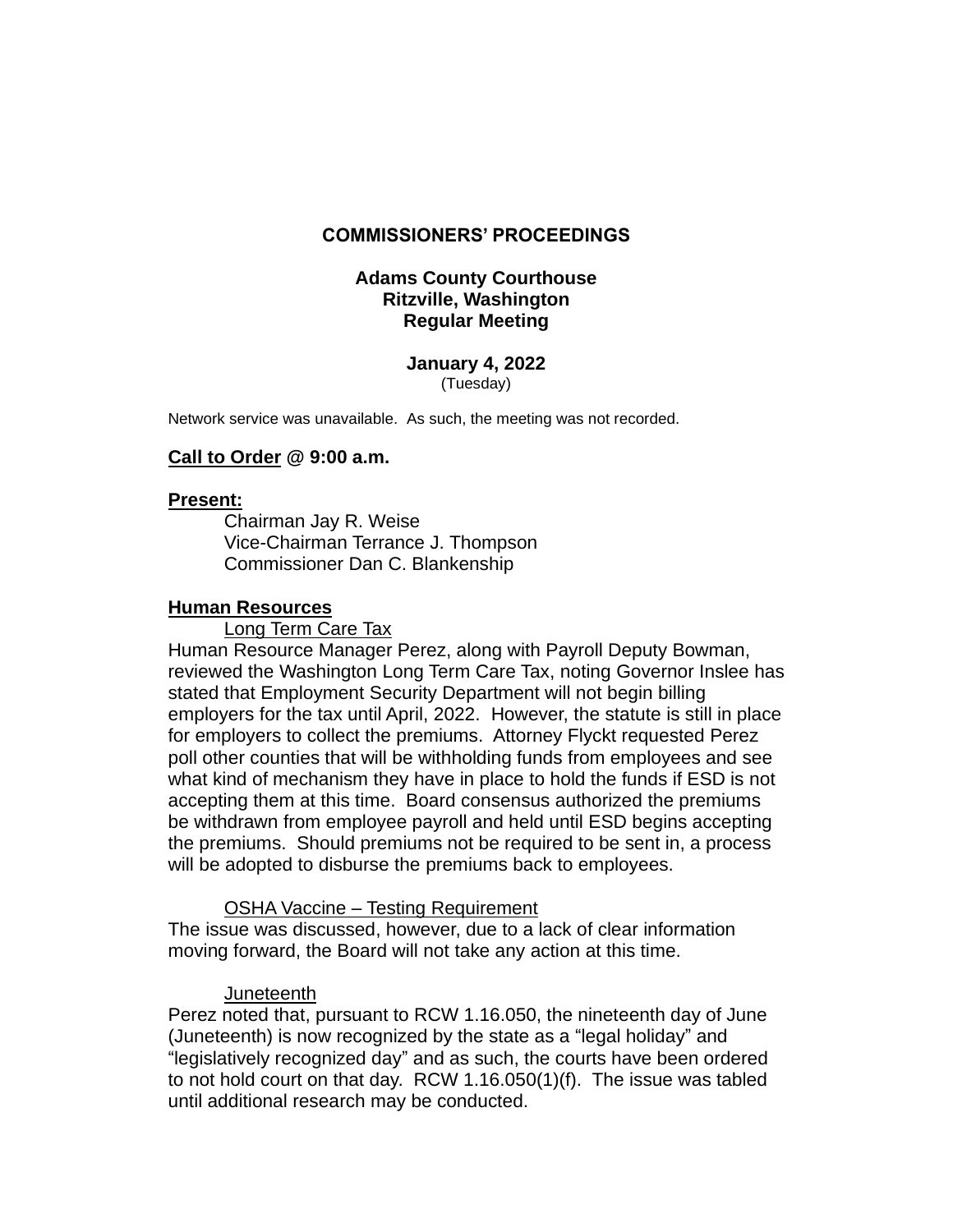# COMMISSIONERS' PROCEEDINGS

## Adams County Courthouse
## Ritzville, Washington
## Regular Meeting

**January 4, 2022**
(Tuesday)

Network service was unavailable. As such, the meeting was not recorded.

**Call to Order @ 9:00 a.m.**

**Present:**

Chairman Jay R. Weise
Vice-Chairman Terrance J. Thompson
Commissioner Dan C. Blankenship

**Human Resources**

Long Term Care Tax

Human Resource Manager Perez, along with Payroll Deputy Bowman, reviewed the Washington Long Term Care Tax, noting Governor Inslee has stated that Employment Security Department will not begin billing employers for the tax until April, 2022. However, the statute is still in place for employers to collect the premiums. Attorney Flyckt requested Perez poll other counties that will be withholding funds from employees and see what kind of mechanism they have in place to hold the funds if ESD is not accepting them at this time. Board consensus authorized the premiums be withdrawn from employee payroll and held until ESD begins accepting the premiums. Should premiums not be required to be sent in, a process will be adopted to disburse the premiums back to employees.

OSHA Vaccine – Testing Requirement

The issue was discussed, however, due to a lack of clear information moving forward, the Board will not take any action at this time.

Juneteenth

Perez noted that, pursuant to RCW 1.16.050, the nineteenth day of June (Juneteenth) is now recognized by the state as a "legal holiday" and "legislatively recognized day" and as such, the courts have been ordered to not hold court on that day. RCW 1.16.050(1)(f). The issue was tabled until additional research may be conducted.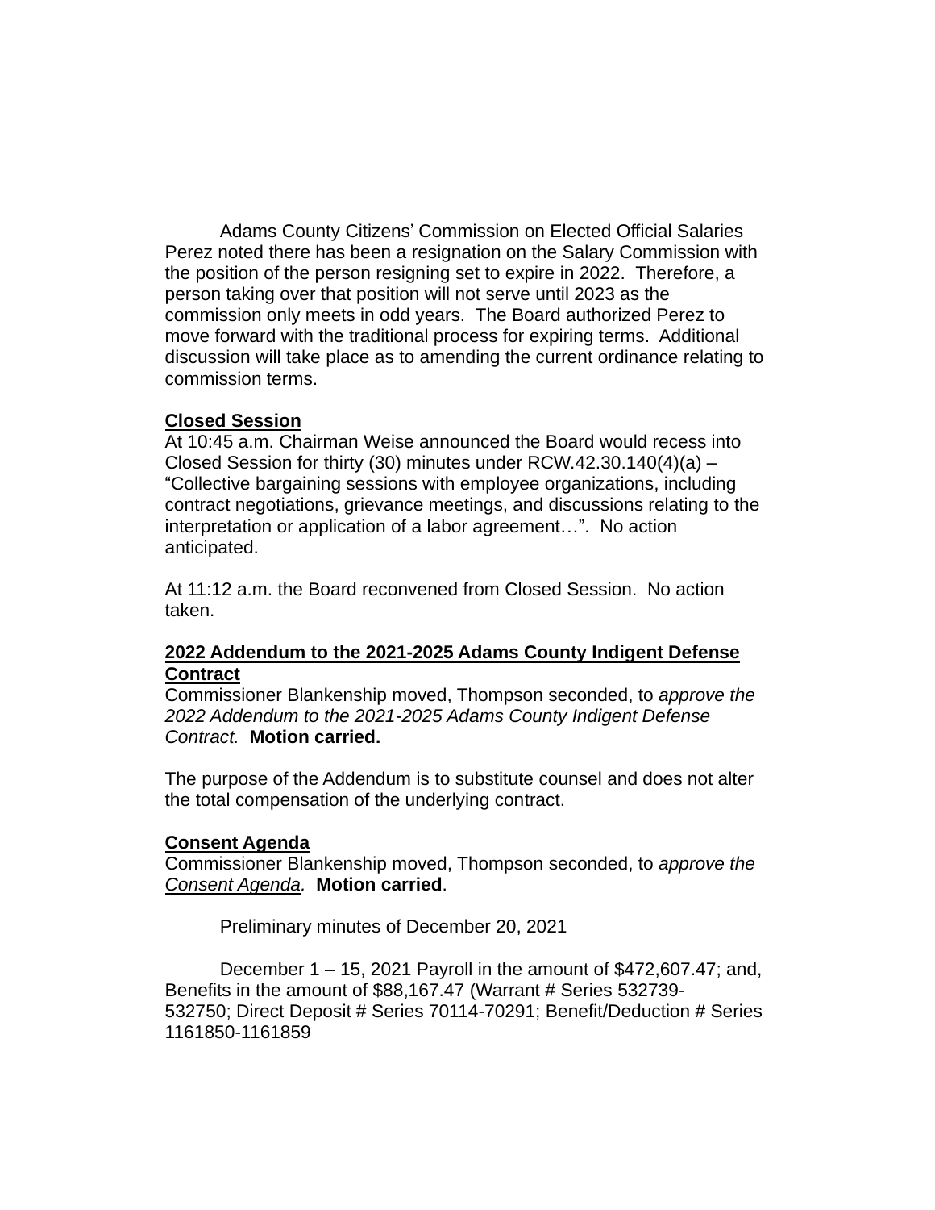Adams County Citizens’ Commission on Elected Official Salaries
Perez noted there has been a resignation on the Salary Commission with the position of the person resigning set to expire in 2022. Therefore, a person taking over that position will not serve until 2023 as the commission only meets in odd years. The Board authorized Perez to move forward with the traditional process for expiring terms. Additional discussion will take place as to amending the current ordinance relating to commission terms.

**Closed Session**
At 10:45 a.m. Chairman Weise announced the Board would recess into Closed Session for thirty (30) minutes under RCW.42.30.140(4)(a) – “Collective bargaining sessions with employee organizations, including contract negotiations, grievance meetings, and discussions relating to the interpretation or application of a labor agreement…”. No action anticipated.

At 11:12 a.m. the Board reconvened from Closed Session. No action taken.

**2022 Addendum to the 2021-2025 Adams County Indigent Defense Contract**
Commissioner Blankenship moved, Thompson seconded, to *approve the 2022 Addendum to the 2021-2025 Adams County Indigent Defense Contract.* **Motion carried.**

The purpose of the Addendum is to substitute counsel and does not alter the total compensation of the underlying contract.

**Consent Agenda**
Commissioner Blankenship moved, Thompson seconded, to *approve the Consent Agenda.* **Motion carried**.

Preliminary minutes of December 20, 2021

December 1 – 15, 2021 Payroll in the amount of $472,607.47; and, Benefits in the amount of $88,167.47 (Warrant # Series 532739-532750; Direct Deposit # Series 70114-70291; Benefit/Deduction # Series 1161850-1161859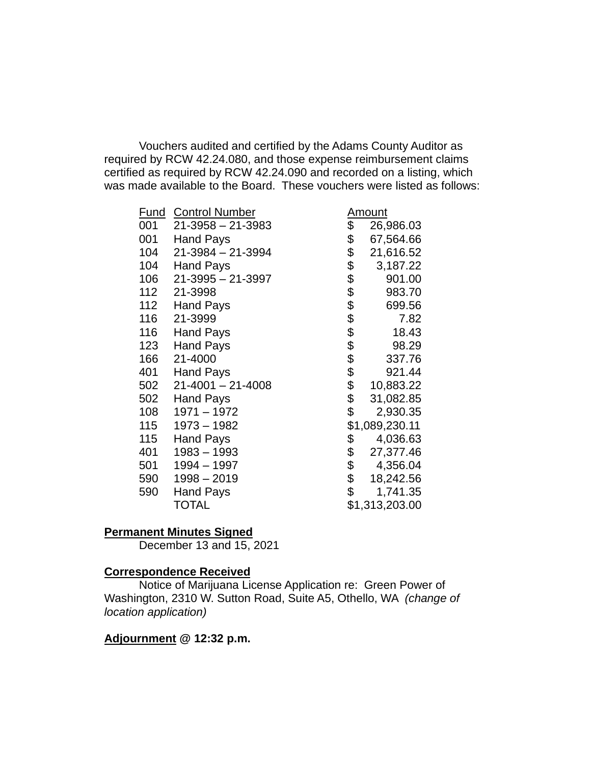Vouchers audited and certified by the Adams County Auditor as required by RCW 42.24.080, and those expense reimbursement claims certified as required by RCW 42.24.090 and recorded on a listing, which was made available to the Board. These vouchers were listed as follows:

| Fund | Control Number | Amount |
|---|---|---|
| 001 | 21-3958 – 21-3983 | $ 26,986.03 |
| 001 | Hand Pays | $ 67,564.66 |
| 104 | 21-3984 – 21-3994 | $ 21,616.52 |
| 104 | Hand Pays | $ 3,187.22 |
| 106 | 21-3995 – 21-3997 | $ 901.00 |
| 112 | 21-3998 | $ 983.70 |
| 112 | Hand Pays | $ 699.56 |
| 116 | 21-3999 | $ 7.82 |
| 116 | Hand Pays | $ 18.43 |
| 123 | Hand Pays | $ 98.29 |
| 166 | 21-4000 | $ 337.76 |
| 401 | Hand Pays | $ 921.44 |
| 502 | 21-4001 – 21-4008 | $ 10,883.22 |
| 502 | Hand Pays | $ 31,082.85 |
| 108 | 1971 – 1972 | $ 2,930.35 |
| 115 | 1973 – 1982 | $1,089,230.11 |
| 115 | Hand Pays | $ 4,036.63 |
| 401 | 1983 – 1993 | $ 27,377.46 |
| 501 | 1994 – 1997 | $ 4,356.04 |
| 590 | 1998 – 2019 | $ 18,242.56 |
| 590 | Hand Pays | $ 1,741.35 |
| | TOTAL | $1,313,203.00 |

**Permanent Minutes Signed**

December 13 and 15, 2021

**Correspondence Received**

Notice of Marijuana License Application re: Green Power of Washington, 2310 W. Sutton Road, Suite A5, Othello, WA *(change of location application)*

**Adjournment @ 12:32 p.m.**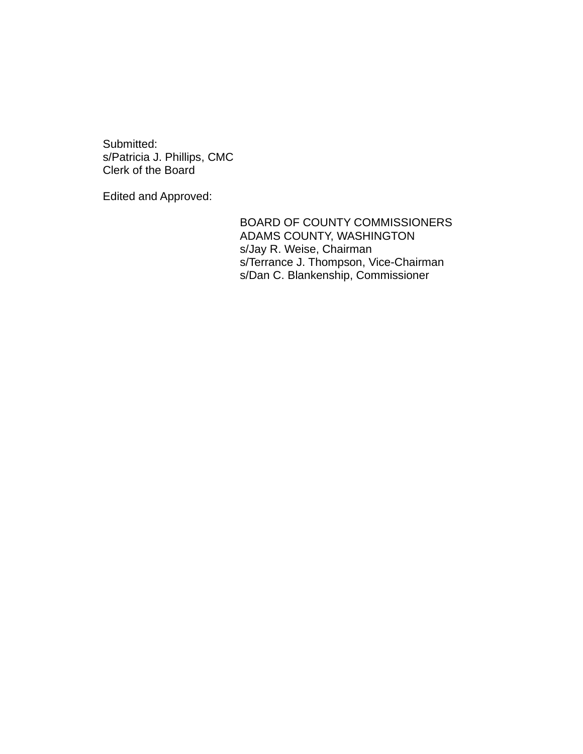Submitted:
s/Patricia J. Phillips, CMC
Clerk of the Board

Edited and Approved:

BOARD OF COUNTY COMMISSIONERS
ADAMS COUNTY, WASHINGTON
s/Jay R. Weise, Chairman
s/Terrance J. Thompson, Vice-Chairman
s/Dan C. Blankenship, Commissioner